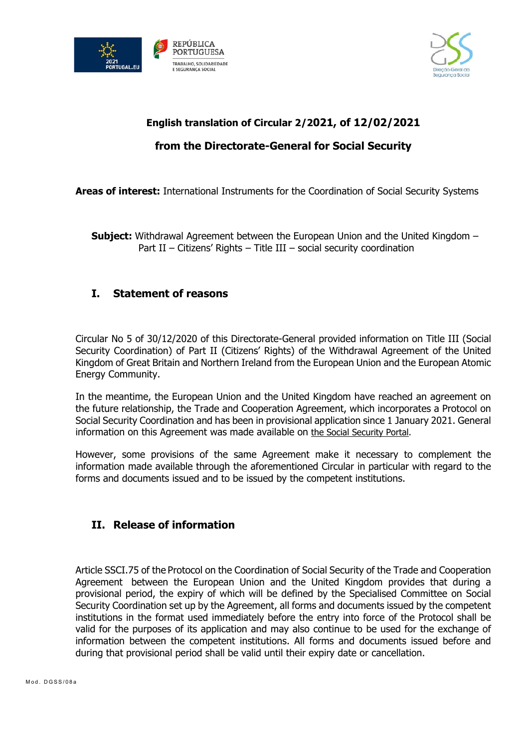# English translation of Circular 2/2021, of 12/02/2021

## from the Directorate-General for Social Security

**Areas of interest:** International Instruments for the Coordination of Social Security Systems

**Subject:** Withdrawal Agreement between the European Union and the United Kingdom – Part II – Citizens' Rights – Title III – social security coordination

## I. Statement of reasons

Circular No 5 of 30/12/2020 of this Directorate-General provided information on Title III (Social Security Coordination) of Part II (Citizens' Rights) of the Withdrawal Agreement of the United Kingdom of Great Britain and Northern Ireland from the European Union and the European Atomic Energy Community.

In the meantime, the European Union and the United Kingdom have reached an agreement on the future relationship, the Trade and Cooperation Agreement, which incorporates a Protocol on Social Security Coordination and has been in provisional application since 1 January 2021. General information on this Agreement was made available on the Social Security Portal.

However, some provisions of the same Agreement make it necessary to complement the information made available through the aforementioned Circular in particular with regard to the forms and documents issued and to be issued by the competent institutions.

## II. Release of information

Article SSCI.75 of the Protocol on the Coordination of Social Security of the Trade and Cooperation Agreement between the European Union and the United Kingdom provides that during a provisional period, the expiry of which will be defined by the Specialised Committee on Social Security Coordination set up by the Agreement, all forms and documents issued by the competent institutions in the format used immediately before the entry into force of the Protocol shall be valid for the purposes of its application and may also continue to be used for the exchange of information between the competent institutions. All forms and documents issued before and during that provisional period shall be valid until their expiry date or cancellation.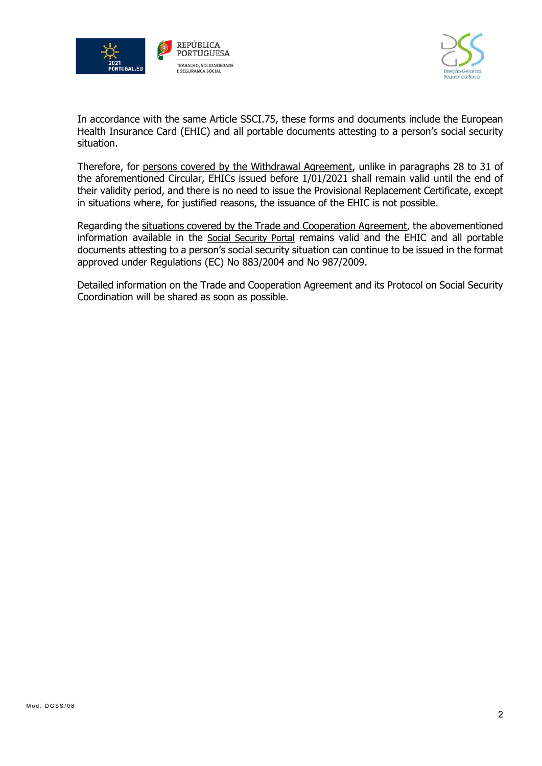In accordance with the same Article SSCI.75, these forms and documents include the European Health Insurance Card (EHIC) and all portable documents attesting to a person's social security situation.

Therefore, for persons covered by the Withdrawal Agreement, unlike in paragraphs 28 to 31 of the aforementioned Circular, EHICs issued before 1/01/2021 shall remain valid until the end of their validity period, and there is no need to issue the Provisional Replacement Certificate, except in situations where, for justified reasons, the issuance of the EHIC is not possible.

Regarding the situations covered by the Trade and Cooperation Agreement, the abovementioned information available in the Social Security Portal remains valid and the EHIC and all portable documents attesting to a person's social security situation can continue to be issued in the format approved under Regulations (EC) No 883/2004 and No 987/2009.

Detailed information on the Trade and Cooperation Agreement and its Protocol on Social Security Coordination will be shared as soon as possible.